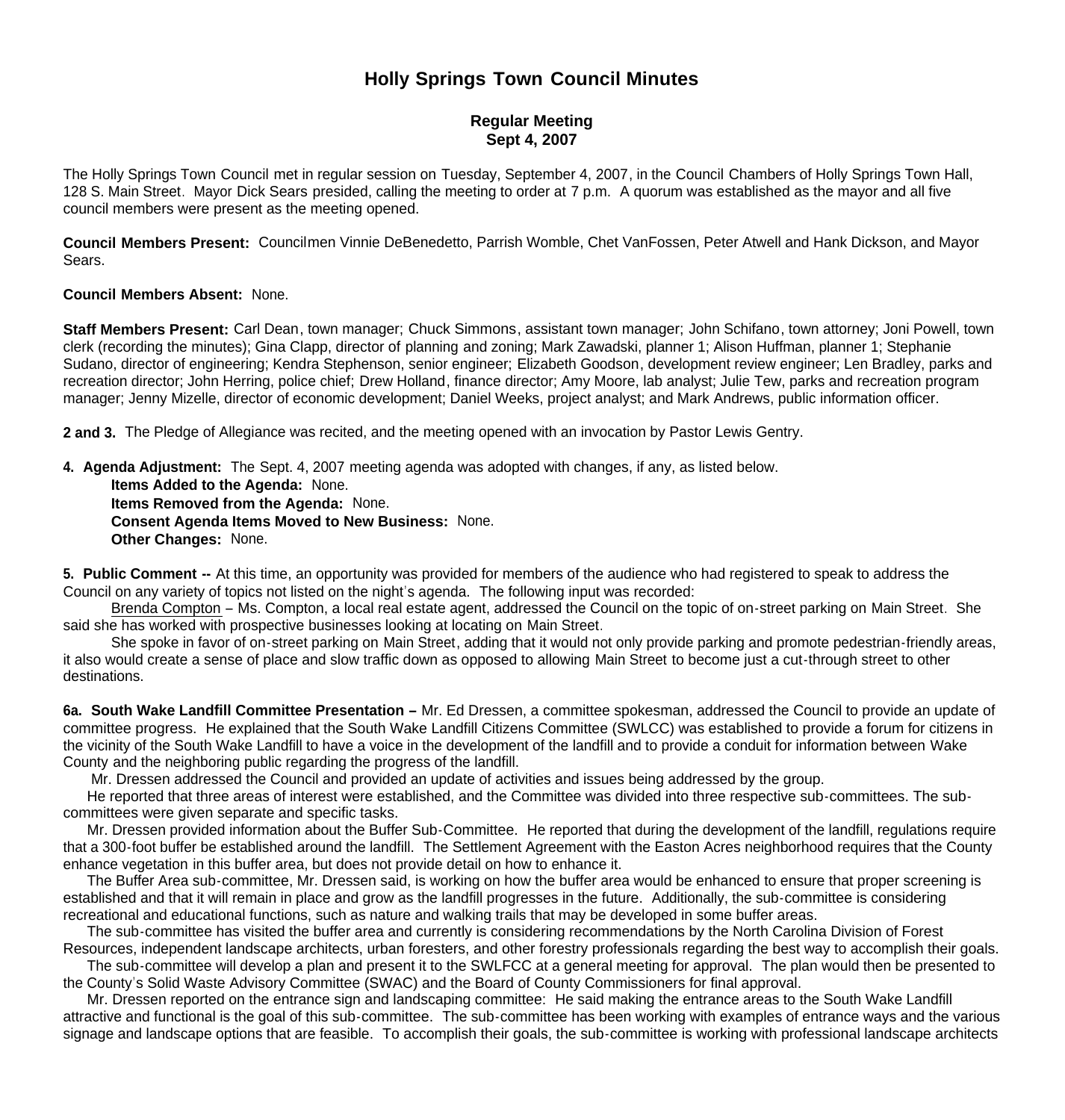# Holly Springs Town Council Minutes

## Regular Meeting
## Sept 4, 2007

The Holly Springs Town Council met in regular session on Tuesday, September 4, 2007, in the Council Chambers of Holly Springs Town Hall, 128 S. Main Street. Mayor Dick Sears presided, calling the meeting to order at 7 p.m. A quorum was established as the mayor and all five council members were present as the meeting opened.

**Council Members Present:** Councilmen Vinnie DeBenedetto, Parrish Womble, Chet VanFossen, Peter Atwell and Hank Dickson, and Mayor Sears.

**Council Members Absent:** None.

**Staff Members Present:** Carl Dean, town manager; Chuck Simmons, assistant town manager; John Schifano, town attorney; Joni Powell, town clerk (recording the minutes); Gina Clapp, director of planning and zoning; Mark Zawadski, planner 1; Alison Huffman, planner 1; Stephanie Sudano, director of engineering; Kendra Stephenson, senior engineer; Elizabeth Goodson, development review engineer; Len Bradley, parks and recreation director; John Herring, police chief; Drew Holland, finance director; Amy Moore, lab analyst; Julie Tew, parks and recreation program manager; Jenny Mizelle, director of economic development; Daniel Weeks, project analyst; and Mark Andrews, public information officer.

**2 and 3.** The Pledge of Allegiance was recited, and the meeting opened with an invocation by Pastor Lewis Gentry.

**4. Agenda Adjustment:** The Sept. 4, 2007 meeting agenda was adopted with changes, if any, as listed below.

**Items Added to the Agenda:** None.
**Items Removed from the Agenda:** None.
**Consent Agenda Items Moved to New Business:** None.
**Other Changes:** None.

**5. Public Comment --** At this time, an opportunity was provided for members of the audience who had registered to speak to address the Council on any variety of topics not listed on the night's agenda. The following input was recorded:

Brenda Compton – Ms. Compton, a local real estate agent, addressed the Council on the topic of on-street parking on Main Street. She said she has worked with prospective businesses looking at locating on Main Street.

She spoke in favor of on-street parking on Main Street, adding that it would not only provide parking and promote pedestrian-friendly areas, it also would create a sense of place and slow traffic down as opposed to allowing Main Street to become just a cut-through street to other destinations.

**6a. South Wake Landfill Committee Presentation –** Mr. Ed Dressen, a committee spokesman, addressed the Council to provide an update of committee progress. He explained that the South Wake Landfill Citizens Committee (SWLCC) was established to provide a forum for citizens in the vicinity of the South Wake Landfill to have a voice in the development of the landfill and to provide a conduit for information between Wake County and the neighboring public regarding the progress of the landfill.

Mr. Dressen addressed the Council and provided an update of activities and issues being addressed by the group.

He reported that three areas of interest were established, and the Committee was divided into three respective sub-committees. The sub-committees were given separate and specific tasks.

Mr. Dressen provided information about the Buffer Sub-Committee. He reported that during the development of the landfill, regulations require that a 300-foot buffer be established around the landfill. The Settlement Agreement with the Easton Acres neighborhood requires that the County enhance vegetation in this buffer area, but does not provide detail on how to enhance it.

The Buffer Area sub-committee, Mr. Dressen said, is working on how the buffer area would be enhanced to ensure that proper screening is established and that it will remain in place and grow as the landfill progresses in the future. Additionally, the sub-committee is considering recreational and educational functions, such as nature and walking trails that may be developed in some buffer areas.

The sub-committee has visited the buffer area and currently is considering recommendations by the North Carolina Division of Forest Resources, independent landscape architects, urban foresters, and other forestry professionals regarding the best way to accomplish their goals.

The sub-committee will develop a plan and present it to the SWLFCC at a general meeting for approval. The plan would then be presented to the County's Solid Waste Advisory Committee (SWAC) and the Board of County Commissioners for final approval.

Mr. Dressen reported on the entrance sign and landscaping committee: He said making the entrance areas to the South Wake Landfill attractive and functional is the goal of this sub-committee. The sub-committee has been working with examples of entrance ways and the various signage and landscape options that are feasible. To accomplish their goals, the sub-committee is working with professional landscape architects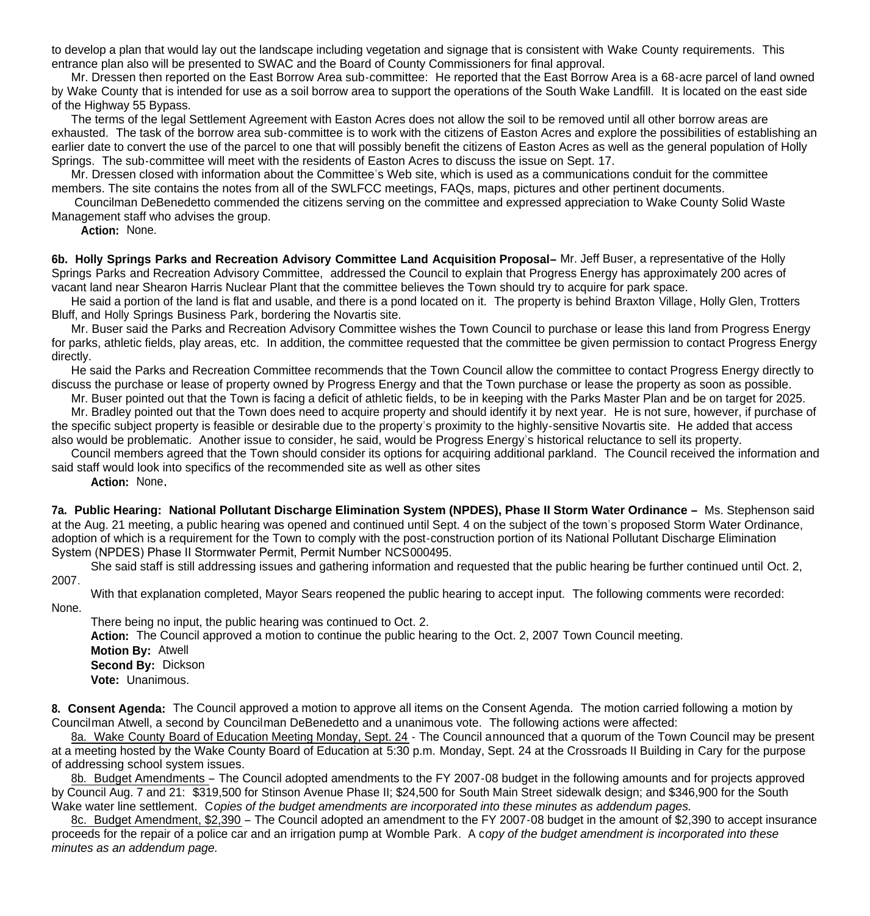to develop a plan that would lay out the landscape including vegetation and signage that is consistent with Wake County requirements. This entrance plan also will be presented to SWAC and the Board of County Commissioners for final approval.

Mr. Dressen then reported on the East Borrow Area sub-committee: He reported that the East Borrow Area is a 68-acre parcel of land owned by Wake County that is intended for use as a soil borrow area to support the operations of the South Wake Landfill. It is located on the east side of the Highway 55 Bypass.

The terms of the legal Settlement Agreement with Easton Acres does not allow the soil to be removed until all other borrow areas are exhausted. The task of the borrow area sub-committee is to work with the citizens of Easton Acres and explore the possibilities of establishing an earlier date to convert the use of the parcel to one that will possibly benefit the citizens of Easton Acres as well as the general population of Holly Springs. The sub-committee will meet with the residents of Easton Acres to discuss the issue on Sept. 17.

Mr. Dressen closed with information about the Committee's Web site, which is used as a communications conduit for the committee members. The site contains the notes from all of the SWLFCC meetings, FAQs, maps, pictures and other pertinent documents.

Councilman DeBenedetto commended the citizens serving on the committee and expressed appreciation to Wake County Solid Waste Management staff who advises the group.

**Action:** None.

**6b. Holly Springs Parks and Recreation Advisory Committee Land Acquisition Proposal–** Mr. Jeff Buser, a representative of the Holly Springs Parks and Recreation Advisory Committee, addressed the Council to explain that Progress Energy has approximately 200 acres of vacant land near Shearon Harris Nuclear Plant that the committee believes the Town should try to acquire for park space.

He said a portion of the land is flat and usable, and there is a pond located on it. The property is behind Braxton Village, Holly Glen, Trotters Bluff, and Holly Springs Business Park, bordering the Novartis site.

Mr. Buser said the Parks and Recreation Advisory Committee wishes the Town Council to purchase or lease this land from Progress Energy for parks, athletic fields, play areas, etc. In addition, the committee requested that the committee be given permission to contact Progress Energy directly.

He said the Parks and Recreation Committee recommends that the Town Council allow the committee to contact Progress Energy directly to discuss the purchase or lease of property owned by Progress Energy and that the Town purchase or lease the property as soon as possible.

Mr. Buser pointed out that the Town is facing a deficit of athletic fields, to be in keeping with the Parks Master Plan and be on target for 2025.

Mr. Bradley pointed out that the Town does need to acquire property and should identify it by next year. He is not sure, however, if purchase of the specific subject property is feasible or desirable due to the property's proximity to the highly-sensitive Novartis site. He added that access also would be problematic. Another issue to consider, he said, would be Progress Energy's historical reluctance to sell its property.

Council members agreed that the Town should consider its options for acquiring additional parkland. The Council received the information and said staff would look into specifics of the recommended site as well as other sites

**Action:** None.

**7a. Public Hearing: National Pollutant Discharge Elimination System (NPDES), Phase II Storm Water Ordinance –** Ms. Stephenson said at the Aug. 21 meeting, a public hearing was opened and continued until Sept. 4 on the subject of the town's proposed Storm Water Ordinance, adoption of which is a requirement for the Town to comply with the post-construction portion of its National Pollutant Discharge Elimination System (NPDES) Phase II Stormwater Permit, Permit Number NCS000495.

She said staff is still addressing issues and gathering information and requested that the public hearing be further continued until Oct. 2, 2007.

With that explanation completed, Mayor Sears reopened the public hearing to accept input. The following comments were recorded: None.

There being no input, the public hearing was continued to Oct. 2.

**Action:** The Council approved a motion to continue the public hearing to the Oct. 2, 2007 Town Council meeting.
**Motion By:** Atwell
**Second By:** Dickson
**Vote:** Unanimous.

**8. Consent Agenda:** The Council approved a motion to approve all items on the Consent Agenda. The motion carried following a motion by Councilman Atwell, a second by Councilman DeBenedetto and a unanimous vote. The following actions were affected:

8a. Wake County Board of Education Meeting Monday, Sept. 24 - The Council announced that a quorum of the Town Council may be present at a meeting hosted by the Wake County Board of Education at 5:30 p.m. Monday, Sept. 24 at the Crossroads II Building in Cary for the purpose of addressing school system issues.

8b. Budget Amendments – The Council adopted amendments to the FY 2007-08 budget in the following amounts and for projects approved by Council Aug. 7 and 21: $319,500 for Stinson Avenue Phase II; $24,500 for South Main Street sidewalk design; and $346,900 for the South Wake water line settlement. *Copies of the budget amendments are incorporated into these minutes as addendum pages.*

8c. Budget Amendment, $2,390 – The Council adopted an amendment to the FY 2007-08 budget in the amount of $2,390 to accept insurance proceeds for the repair of a police car and an irrigation pump at Womble Park. A *copy of the budget amendment is incorporated into these minutes as an addendum page.*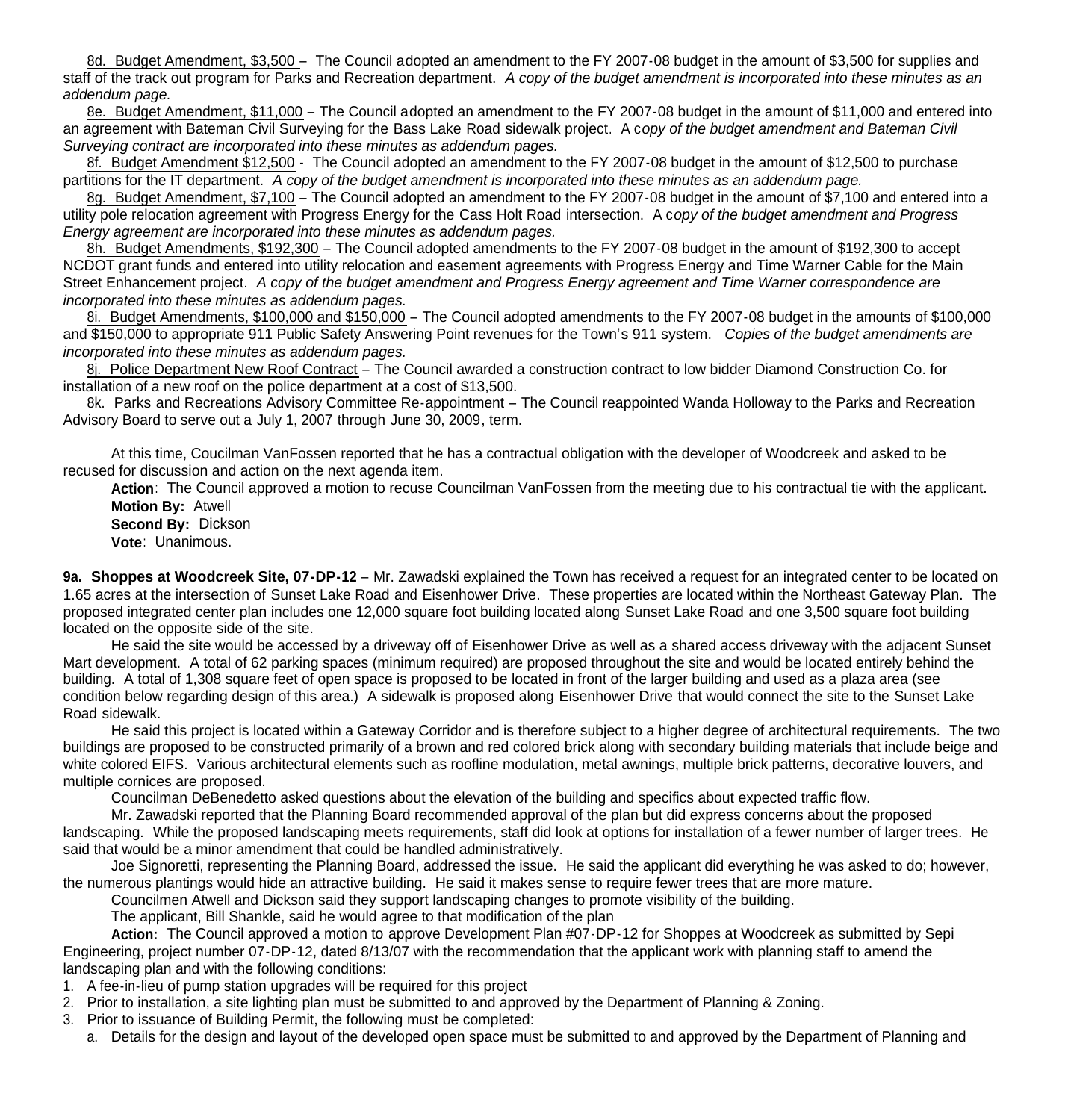8d. Budget Amendment, $3,500 – The Council adopted an amendment to the FY 2007-08 budget in the amount of $3,500 for supplies and staff of the track out program for Parks and Recreation department. *A copy of the budget amendment is incorporated into these minutes as an addendum page.*

8e. Budget Amendment, $11,000 – The Council adopted an amendment to the FY 2007-08 budget in the amount of $11,000 and entered into an agreement with Bateman Civil Surveying for the Bass Lake Road sidewalk project. A c*opy of the budget amendment and Bateman Civil Surveying contract are incorporated into these minutes as addendum pages.*

8f. Budget Amendment $12,500 - The Council adopted an amendment to the FY 2007-08 budget in the amount of $12,500 to purchase partitions for the IT department. *A copy of the budget amendment is incorporated into these minutes as an addendum page.*

8g. Budget Amendment, $7,100 – The Council adopted an amendment to the FY 2007-08 budget in the amount of $7,100 and entered into a utility pole relocation agreement with Progress Energy for the Cass Holt Road intersection. A c*opy of the budget amendment and Progress Energy agreement are incorporated into these minutes as addendum pages.*

8h. Budget Amendments, $192,300 – The Council adopted amendments to the FY 2007-08 budget in the amount of $192,300 to accept NCDOT grant funds and entered into utility relocation and easement agreements with Progress Energy and Time Warner Cable for the Main Street Enhancement project. *A copy of the budget amendment and Progress Energy agreement and Time Warner correspondence are incorporated into these minutes as addendum pages.*

8i. Budget Amendments, $100,000 and $150,000 – The Council adopted amendments to the FY 2007-08 budget in the amounts of $100,000 and $150,000 to appropriate 911 Public Safety Answering Point revenues for the Town's 911 system. *Copies of the budget amendments are incorporated into these minutes as addendum pages.*

8j. Police Department New Roof Contract – The Council awarded a construction contract to low bidder Diamond Construction Co. for installation of a new roof on the police department at a cost of $13,500.

8k. Parks and Recreations Advisory Committee Re-appointment – The Council reappointed Wanda Holloway to the Parks and Recreation Advisory Board to serve out a July 1, 2007 through June 30, 2009, term.

At this time, Coucilman VanFossen reported that he has a contractual obligation with the developer of Woodcreek and asked to be recused for discussion and action on the next agenda item.

**Action**: The Council approved a motion to recuse Councilman VanFossen from the meeting due to his contractual tie with the applicant.
**Motion By:** Atwell
**Second By:** Dickson
**Vote**: Unanimous.

**9a. Shoppes at Woodcreek Site, 07-DP-12** – Mr. Zawadski explained the Town has received a request for an integrated center to be located on 1.65 acres at the intersection of Sunset Lake Road and Eisenhower Drive. These properties are located within the Northeast Gateway Plan. The proposed integrated center plan includes one 12,000 square foot building located along Sunset Lake Road and one 3,500 square foot building located on the opposite side of the site.

He said the site would be accessed by a driveway off of Eisenhower Drive as well as a shared access driveway with the adjacent Sunset Mart development. A total of 62 parking spaces (minimum required) are proposed throughout the site and would be located entirely behind the building. A total of 1,308 square feet of open space is proposed to be located in front of the larger building and used as a plaza area (see condition below regarding design of this area.) A sidewalk is proposed along Eisenhower Drive that would connect the site to the Sunset Lake Road sidewalk.

He said this project is located within a Gateway Corridor and is therefore subject to a higher degree of architectural requirements. The two buildings are proposed to be constructed primarily of a brown and red colored brick along with secondary building materials that include beige and white colored EIFS. Various architectural elements such as roofline modulation, metal awnings, multiple brick patterns, decorative louvers, and multiple cornices are proposed.

Councilman DeBenedetto asked questions about the elevation of the building and specifics about expected traffic flow.

Mr. Zawadski reported that the Planning Board recommended approval of the plan but did express concerns about the proposed landscaping. While the proposed landscaping meets requirements, staff did look at options for installation of a fewer number of larger trees. He said that would be a minor amendment that could be handled administratively.

Joe Signoretti, representing the Planning Board, addressed the issue. He said the applicant did everything he was asked to do; however, the numerous plantings would hide an attractive building. He said it makes sense to require fewer trees that are more mature.

Councilmen Atwell and Dickson said they support landscaping changes to promote visibility of the building.

The applicant, Bill Shankle, said he would agree to that modification of the plan

**Action:** The Council approved a motion to approve Development Plan #07-DP-12 for Shoppes at Woodcreek as submitted by Sepi Engineering, project number 07-DP-12, dated 8/13/07 with the recommendation that the applicant work with planning staff to amend the landscaping plan and with the following conditions:

1. A fee-in-lieu of pump station upgrades will be required for this project
2. Prior to installation, a site lighting plan must be submitted to and approved by the Department of Planning & Zoning.
3. Prior to issuance of Building Permit, the following must be completed:
   a. Details for the design and layout of the developed open space must be submitted to and approved by the Department of Planning and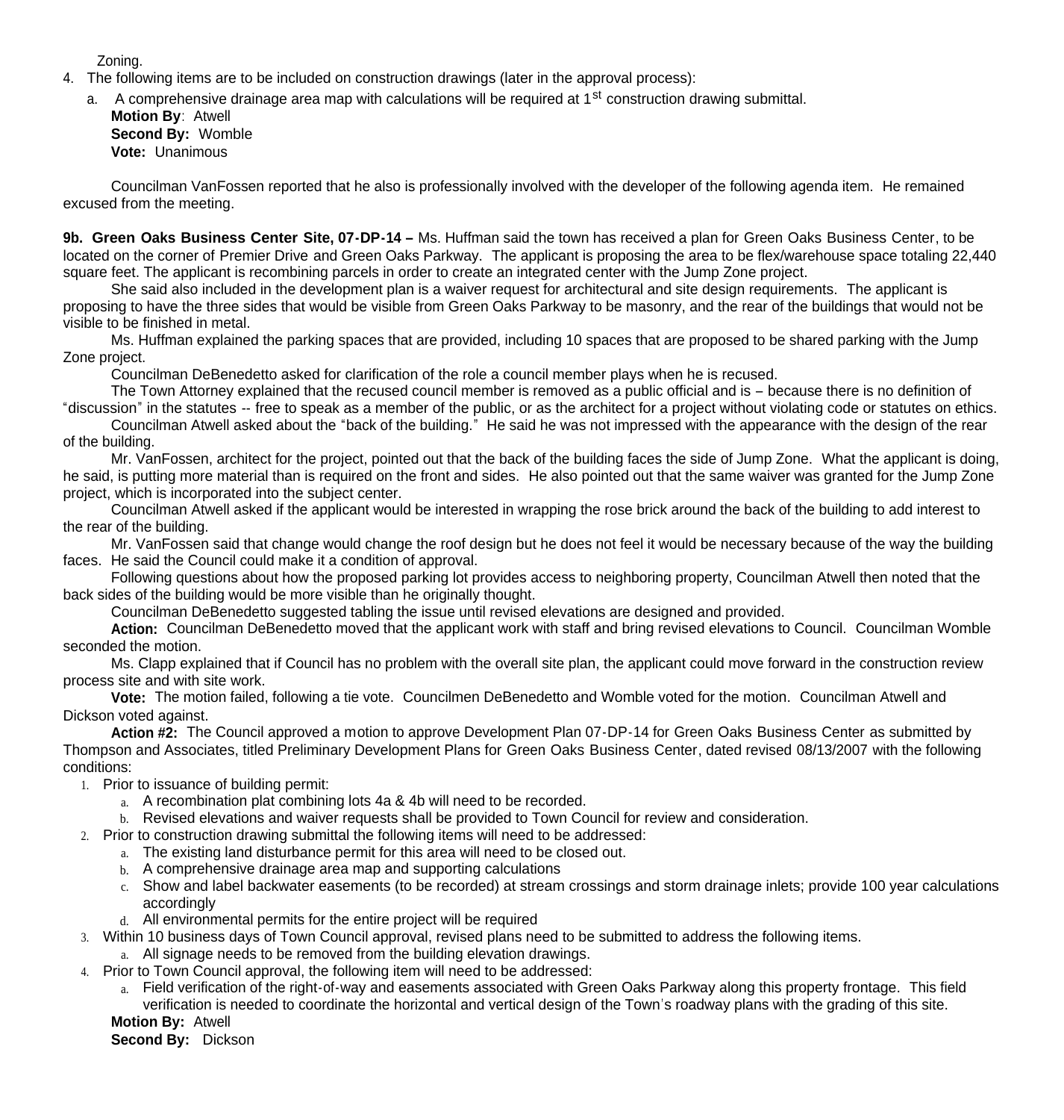Zoning.

4. The following items are to be included on construction drawings (later in the approval process):
   a. A comprehensive drainage area map with calculations will be required at 1st construction drawing submittal.

   **Motion By**: Atwell
   **Second By:** Womble
   **Vote:** Unanimous

Councilman VanFossen reported that he also is professionally involved with the developer of the following agenda item. He remained excused from the meeting.

**9b. Green Oaks Business Center Site, 07-DP-14 –** Ms. Huffman said the town has received a plan for Green Oaks Business Center, to be located on the corner of Premier Drive and Green Oaks Parkway. The applicant is proposing the area to be flex/warehouse space totaling 22,440 square feet. The applicant is recombining parcels in order to create an integrated center with the Jump Zone project.

She said also included in the development plan is a waiver request for architectural and site design requirements. The applicant is proposing to have the three sides that would be visible from Green Oaks Parkway to be masonry, and the rear of the buildings that would not be visible to be finished in metal.

Ms. Huffman explained the parking spaces that are provided, including 10 spaces that are proposed to be shared parking with the Jump Zone project.

Councilman DeBenedetto asked for clarification of the role a council member plays when he is recused.

The Town Attorney explained that the recused council member is removed as a public official and is – because there is no definition of "discussion" in the statutes -- free to speak as a member of the public, or as the architect for a project without violating code or statutes on ethics.

Councilman Atwell asked about the "back of the building." He said he was not impressed with the appearance with the design of the rear of the building.

Mr. VanFossen, architect for the project, pointed out that the back of the building faces the side of Jump Zone. What the applicant is doing, he said, is putting more material than is required on the front and sides. He also pointed out that the same waiver was granted for the Jump Zone project, which is incorporated into the subject center.

Councilman Atwell asked if the applicant would be interested in wrapping the rose brick around the back of the building to add interest to the rear of the building.

Mr. VanFossen said that change would change the roof design but he does not feel it would be necessary because of the way the building faces. He said the Council could make it a condition of approval.

Following questions about how the proposed parking lot provides access to neighboring property, Councilman Atwell then noted that the back sides of the building would be more visible than he originally thought.

Councilman DeBenedetto suggested tabling the issue until revised elevations are designed and provided.

**Action:** Councilman DeBenedetto moved that the applicant work with staff and bring revised elevations to Council. Councilman Womble seconded the motion.

Ms. Clapp explained that if Council has no problem with the overall site plan, the applicant could move forward in the construction review process site and with site work.

**Vote:** The motion failed, following a tie vote. Councilmen DeBenedetto and Womble voted for the motion. Councilman Atwell and Dickson voted against.

**Action #2:** The Council approved a motion to approve Development Plan 07-DP-14 for Green Oaks Business Center as submitted by Thompson and Associates, titled Preliminary Development Plans for Green Oaks Business Center, dated revised 08/13/2007 with the following conditions:

1. Prior to issuance of building permit:
   a. A recombination plat combining lots 4a & 4b will need to be recorded.
   b. Revised elevations and waiver requests shall be provided to Town Council for review and consideration.
2. Prior to construction drawing submittal the following items will need to be addressed:
   a. The existing land disturbance permit for this area will need to be closed out.
   b. A comprehensive drainage area map and supporting calculations
   c. Show and label backwater easements (to be recorded) at stream crossings and storm drainage inlets; provide 100 year calculations accordingly
   d. All environmental permits for the entire project will be required
3. Within 10 business days of Town Council approval, revised plans need to be submitted to address the following items.
   a. All signage needs to be removed from the building elevation drawings.
4. Prior to Town Council approval, the following item will need to be addressed:
   a. Field verification of the right-of-way and easements associated with Green Oaks Parkway along this property frontage. This field verification is needed to coordinate the horizontal and vertical design of the Town's roadway plans with the grading of this site.

   **Motion By:** Atwell
   **Second By:** Dickson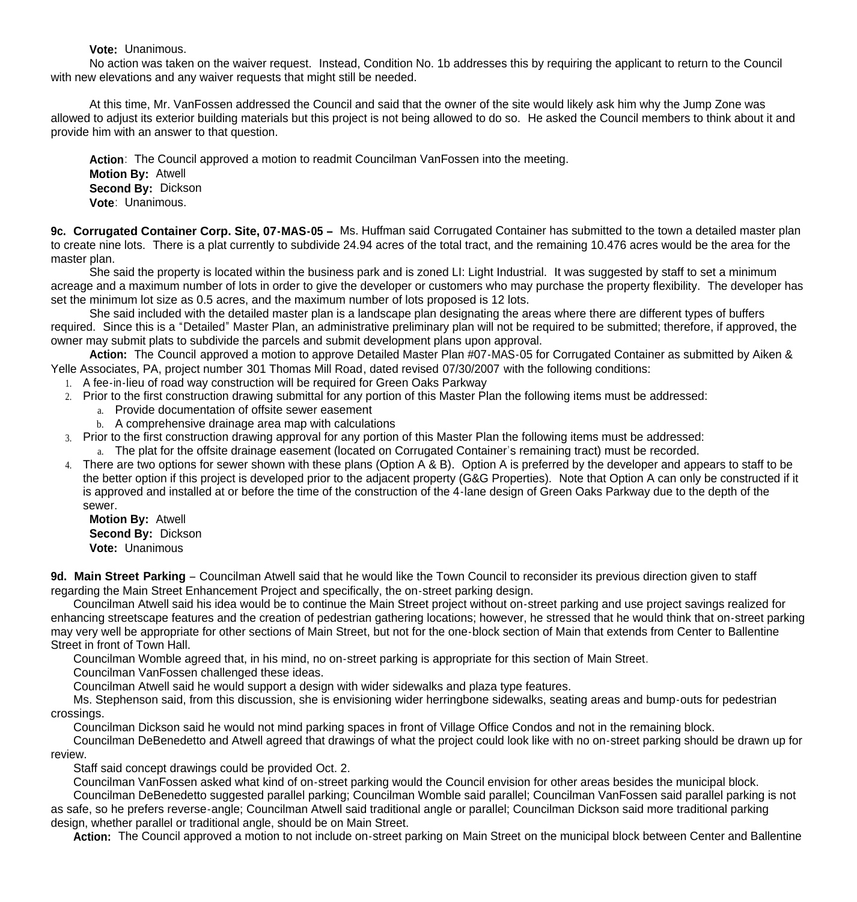**Vote:** Unanimous.

No action was taken on the waiver request. Instead, Condition No. 1b addresses this by requiring the applicant to return to the Council with new elevations and any waiver requests that might still be needed.

At this time, Mr. VanFossen addressed the Council and said that the owner of the site would likely ask him why the Jump Zone was allowed to adjust its exterior building materials but this project is not being allowed to do so. He asked the Council members to think about it and provide him with an answer to that question.

**Action**: The Council approved a motion to readmit Councilman VanFossen into the meeting.
**Motion By:** Atwell
**Second By:** Dickson
**Vote**: Unanimous.

**9c. Corrugated Container Corp. Site, 07-MAS-05 –** Ms. Huffman said Corrugated Container has submitted to the town a detailed master plan to create nine lots. There is a plat currently to subdivide 24.94 acres of the total tract, and the remaining 10.476 acres would be the area for the master plan.

She said the property is located within the business park and is zoned LI: Light Industrial. It was suggested by staff to set a minimum acreage and a maximum number of lots in order to give the developer or customers who may purchase the property flexibility. The developer has set the minimum lot size as 0.5 acres, and the maximum number of lots proposed is 12 lots.

She said included with the detailed master plan is a landscape plan designating the areas where there are different types of buffers required. Since this is a "Detailed" Master Plan, an administrative preliminary plan will not be required to be submitted; therefore, if approved, the owner may submit plats to subdivide the parcels and submit development plans upon approval.

**Action:** The Council approved a motion to approve Detailed Master Plan #07-MAS-05 for Corrugated Container as submitted by Aiken & Yelle Associates, PA, project number 301 Thomas Mill Road, dated revised 07/30/2007 with the following conditions:

1. A fee-in-lieu of road way construction will be required for Green Oaks Parkway
2. Prior to the first construction drawing submittal for any portion of this Master Plan the following items must be addressed:
   a. Provide documentation of offsite sewer easement
   b. A comprehensive drainage area map with calculations
3. Prior to the first construction drawing approval for any portion of this Master Plan the following items must be addressed:
   a. The plat for the offsite drainage easement (located on Corrugated Container's remaining tract) must be recorded.
4. There are two options for sewer shown with these plans (Option A & B). Option A is preferred by the developer and appears to staff to be the better option if this project is developed prior to the adjacent property (G&G Properties). Note that Option A can only be constructed if it is approved and installed at or before the time of the construction of the 4-lane design of Green Oaks Parkway due to the depth of the sewer.

**Motion By:** Atwell
**Second By:** Dickson
**Vote:** Unanimous

**9d. Main Street Parking** – Councilman Atwell said that he would like the Town Council to reconsider its previous direction given to staff regarding the Main Street Enhancement Project and specifically, the on-street parking design.

Councilman Atwell said his idea would be to continue the Main Street project without on-street parking and use project savings realized for enhancing streetscape features and the creation of pedestrian gathering locations; however, he stressed that he would think that on-street parking may very well be appropriate for other sections of Main Street, but not for the one-block section of Main that extends from Center to Ballentine Street in front of Town Hall.

Councilman Womble agreed that, in his mind, no on-street parking is appropriate for this section of Main Street.

Councilman VanFossen challenged these ideas.

Councilman Atwell said he would support a design with wider sidewalks and plaza type features.

Ms. Stephenson said, from this discussion, she is envisioning wider herringbone sidewalks, seating areas and bump-outs for pedestrian crossings.

Councilman Dickson said he would not mind parking spaces in front of Village Office Condos and not in the remaining block.

Councilman DeBenedetto and Atwell agreed that drawings of what the project could look like with no on-street parking should be drawn up for review.

Staff said concept drawings could be provided Oct. 2.

Councilman VanFossen asked what kind of on-street parking would the Council envision for other areas besides the municipal block.

Councilman DeBenedetto suggested parallel parking; Councilman Womble said parallel; Councilman VanFossen said parallel parking is not as safe, so he prefers reverse-angle; Councilman Atwell said traditional angle or parallel; Councilman Dickson said more traditional parking design, whether parallel or traditional angle, should be on Main Street.

**Action:** The Council approved a motion to not include on-street parking on Main Street on the municipal block between Center and Ballentine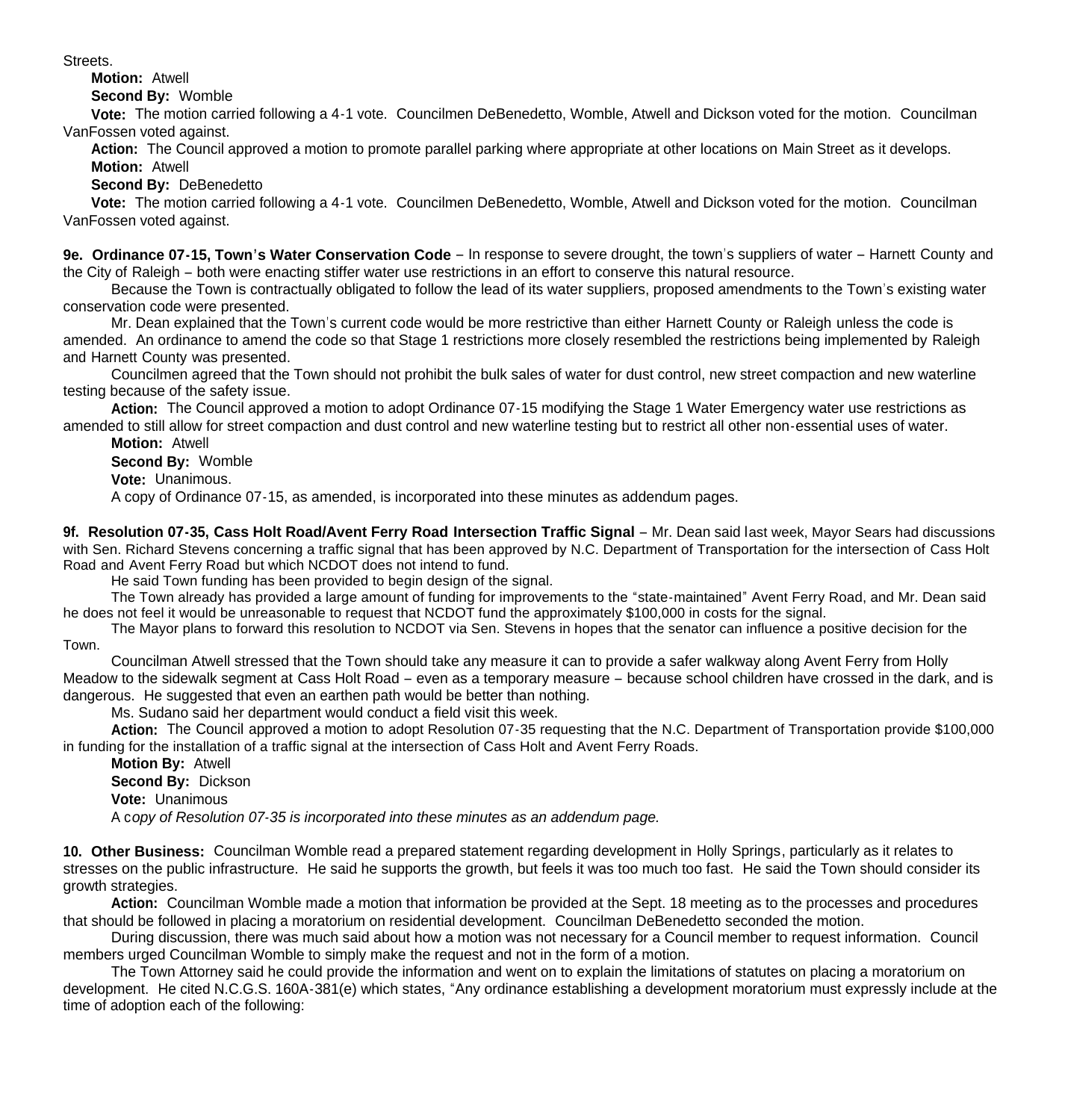Streets.

**Motion:** Atwell

**Second By:** Womble

**Vote:** The motion carried following a 4-1 vote. Councilmen DeBenedetto, Womble, Atwell and Dickson voted for the motion. Councilman VanFossen voted against.

**Action:** The Council approved a motion to promote parallel parking where appropriate at other locations on Main Street as it develops.

**Motion:** Atwell

**Second By:** DeBenedetto

**Vote:** The motion carried following a 4-1 vote. Councilmen DeBenedetto, Womble, Atwell and Dickson voted for the motion. Councilman VanFossen voted against.

**9e. Ordinance 07-15, Town's Water Conservation Code** – In response to severe drought, the town's suppliers of water – Harnett County and the City of Raleigh – both were enacting stiffer water use restrictions in an effort to conserve this natural resource.

Because the Town is contractually obligated to follow the lead of its water suppliers, proposed amendments to the Town's existing water conservation code were presented.

Mr. Dean explained that the Town's current code would be more restrictive than either Harnett County or Raleigh unless the code is amended. An ordinance to amend the code so that Stage 1 restrictions more closely resembled the restrictions being implemented by Raleigh and Harnett County was presented.

Councilmen agreed that the Town should not prohibit the bulk sales of water for dust control, new street compaction and new waterline testing because of the safety issue.

**Action:** The Council approved a motion to adopt Ordinance 07-15 modifying the Stage 1 Water Emergency water use restrictions as amended to still allow for street compaction and dust control and new waterline testing but to restrict all other non-essential uses of water.

**Motion:** Atwell

**Second By:** Womble

**Vote:** Unanimous.

A copy of Ordinance 07-15, as amended, is incorporated into these minutes as addendum pages.

**9f. Resolution 07-35, Cass Holt Road/Avent Ferry Road Intersection Traffic Signal** – Mr. Dean said last week, Mayor Sears had discussions with Sen. Richard Stevens concerning a traffic signal that has been approved by N.C. Department of Transportation for the intersection of Cass Holt Road and Avent Ferry Road but which NCDOT does not intend to fund.

He said Town funding has been provided to begin design of the signal.

The Town already has provided a large amount of funding for improvements to the "state-maintained" Avent Ferry Road, and Mr. Dean said he does not feel it would be unreasonable to request that NCDOT fund the approximately $100,000 in costs for the signal.

The Mayor plans to forward this resolution to NCDOT via Sen. Stevens in hopes that the senator can influence a positive decision for the Town.

Councilman Atwell stressed that the Town should take any measure it can to provide a safer walkway along Avent Ferry from Holly Meadow to the sidewalk segment at Cass Holt Road – even as a temporary measure – because school children have crossed in the dark, and is dangerous. He suggested that even an earthen path would be better than nothing.

Ms. Sudano said her department would conduct a field visit this week.

**Action:** The Council approved a motion to adopt Resolution 07-35 requesting that the N.C. Department of Transportation provide $100,000 in funding for the installation of a traffic signal at the intersection of Cass Holt and Avent Ferry Roads.

**Motion By:** Atwell

**Second By:** Dickson

**Vote:** Unanimous

A c*opy of Resolution 07-35 is incorporated into these minutes as an addendum page.*

**10. Other Business:** Councilman Womble read a prepared statement regarding development in Holly Springs, particularly as it relates to stresses on the public infrastructure. He said he supports the growth, but feels it was too much too fast. He said the Town should consider its growth strategies.

**Action:** Councilman Womble made a motion that information be provided at the Sept. 18 meeting as to the processes and procedures that should be followed in placing a moratorium on residential development. Councilman DeBenedetto seconded the motion.

During discussion, there was much said about how a motion was not necessary for a Council member to request information. Council members urged Councilman Womble to simply make the request and not in the form of a motion.

The Town Attorney said he could provide the information and went on to explain the limitations of statutes on placing a moratorium on development. He cited N.C.G.S. 160A-381(e) which states, "Any ordinance establishing a development moratorium must expressly include at the time of adoption each of the following: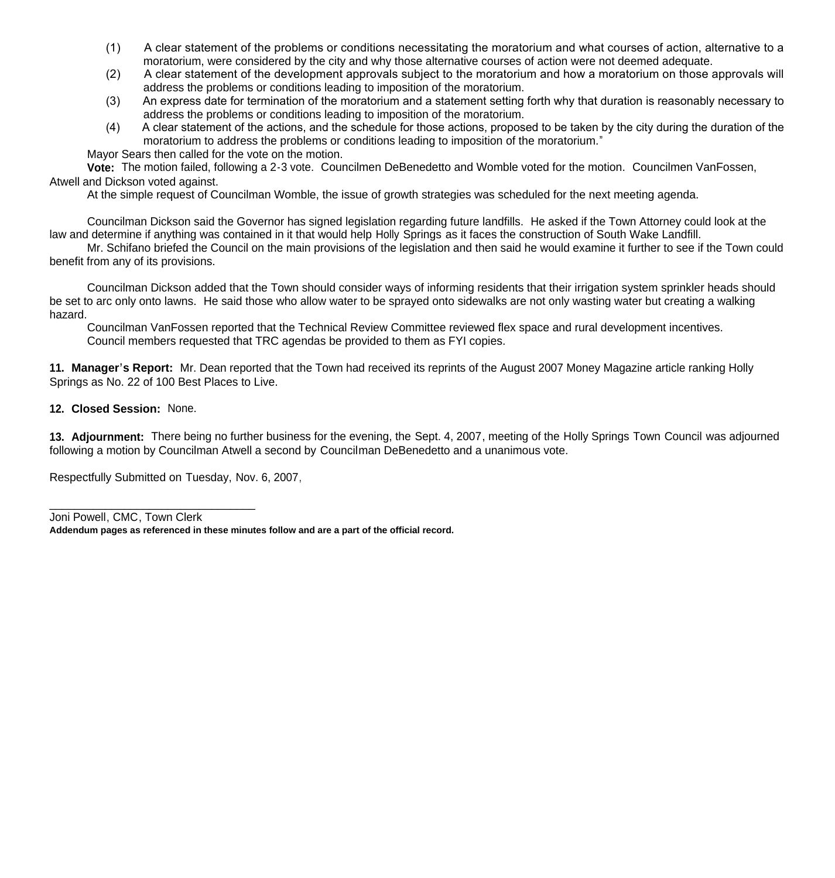(1) A clear statement of the problems or conditions necessitating the moratorium and what courses of action, alternative to a moratorium, were considered by the city and why those alternative courses of action were not deemed adequate.

(2) A clear statement of the development approvals subject to the moratorium and how a moratorium on those approvals will address the problems or conditions leading to imposition of the moratorium.

(3) An express date for termination of the moratorium and a statement setting forth why that duration is reasonably necessary to address the problems or conditions leading to imposition of the moratorium.

(4) A clear statement of the actions, and the schedule for those actions, proposed to be taken by the city during the duration of the moratorium to address the problems or conditions leading to imposition of the moratorium."

Mayor Sears then called for the vote on the motion.

**Vote:** The motion failed, following a 2-3 vote. Councilmen DeBenedetto and Womble voted for the motion. Councilmen VanFossen, Atwell and Dickson voted against.

At the simple request of Councilman Womble, the issue of growth strategies was scheduled for the next meeting agenda.

Councilman Dickson said the Governor has signed legislation regarding future landfills. He asked if the Town Attorney could look at the law and determine if anything was contained in it that would help Holly Springs as it faces the construction of South Wake Landfill.

Mr. Schifano briefed the Council on the main provisions of the legislation and then said he would examine it further to see if the Town could benefit from any of its provisions.

Councilman Dickson added that the Town should consider ways of informing residents that their irrigation system sprinkler heads should be set to arc only onto lawns. He said those who allow water to be sprayed onto sidewalks are not only wasting water but creating a walking hazard.

Councilman VanFossen reported that the Technical Review Committee reviewed flex space and rural development incentives.

Council members requested that TRC agendas be provided to them as FYI copies.

**11. Manager's Report:** Mr. Dean reported that the Town had received its reprints of the August 2007 Money Magazine article ranking Holly Springs as No. 22 of 100 Best Places to Live.

**12. Closed Session:** None.

**13. Adjournment:** There being no further business for the evening, the Sept. 4, 2007, meeting of the Holly Springs Town Council was adjourned following a motion by Councilman Atwell a second by Councilman DeBenedetto and a unanimous vote.

Respectfully Submitted on Tuesday, Nov. 6, 2007,

\_\_\_\_\_\_\_\_\_\_\_\_\_\_\_\_\_\_\_\_\_\_\_\_\_\_\_\_\_\_\_\_

Joni Powell, CMC, Town Clerk

**Addendum pages as referenced in these minutes follow and are a part of the official record.**